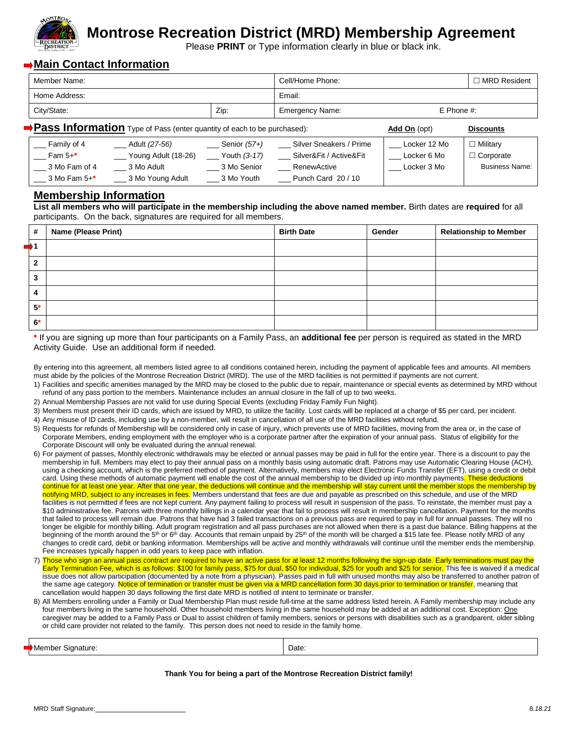# Montrose Recreation District (MRD) Membership Agreement

Please **PRINT** or Type information clearly in blue or black ink.

## Main Contact Information

| Member Name: | | Cell/Home Phone: | ☐ MRD Resident |
|---|---|---|---|
| Home Address: | | Email: | |
| City/State: | Zip: | Emergency Name: | E Phone #: |

## Pass Information

Type of Pass (enter quantity of each to be purchased):

| | | | | **Add On** (opt) | **Discounts** |
|---|---|---|---|---|---|
| ___ Family of 4 | ___ Adult *(27-56)* | ___ Senior *(57+)* | ___ Silver Sneakers / Prime | ___ Locker 12 Mo | ☐ Military |
| ___ Fam 5+* | ___ Young Adult (18-26) | ___ Youth *(3-17)* | ___ Silver&Fit / Active&Fit | ___ Locker 6 Mo | ☐ Corporate |
| ___ 3 Mo Fam of 4 | ___ 3 Mo Adult | ___ 3 Mo Senior | ___ RenewActive | ___ Locker 3 Mo | Business Name: |
| ___ 3 Mo Fam 5+* | ___ 3 Mo Young Adult | ___ 3 Mo Youth | ___ Punch Card 20 / 10 | | |

## Membership Information

**List all members who will participate in the membership including the above named member.** Birth dates are **required** for all participants. On the back, signatures are required for all members.

| # | Name (Please Print) | Birth Date | Gender | Relationship to Member |
|---|---|---|---|---|
| 1 | | | | |
| 2 | | | | |
| 3 | | | | |
| 4 | | | | |
| 5* | | | | |
| 6* | | | | |

* If you are signing up more than four participants on a Family Pass, an **additional fee** per person is required as stated in the MRD Activity Guide. Use an additional form if needed.

By entering into this agreement, all members listed agree to all conditions contained herein, including the payment of applicable fees and amounts. All members must abide by the policies of the Montrose Recreation District (MRD). The use of the MRD facilities is not permitted if payments are not current.

1) Facilities and specific amenities managed by the MRD may be closed to the public due to repair, maintenance or special events as determined by MRD without refund of any pass portion to the members. Maintenance includes an annual closure in the fall of up to two weeks.
2) Annual Membership Passes are not valid for use during Special Events (excluding Friday Family Fun Night).
3) Members must present their ID cards, which are issued by MRD, to utilize the facility. Lost cards will be replaced at a charge of $5 per card, per incident.
4) Any misuse of ID cards, including use by a non-member, will result in cancellation of all use of the MRD facilities without refund.
5) Requests for refunds of Membership will be considered only in case of injury, which prevents use of MRD facilities, moving from the area or, in the case of Corporate Members, ending employment with the employer who is a corporate partner after the expiration of your annual pass. Status of eligibility for the Corporate Discount will only be evaluated during the annual renewal.
6) For payment of passes, Monthly electronic withdrawals may be elected or annual passes may be paid in full for the entire year. There is a discount to pay the membership in full. Members may elect to pay their annual pass on a monthly basis using automatic draft. Patrons may use Automatic Clearing House (ACH), using a checking account, which is the preferred method of payment. Alternatively, members may elect Electronic Funds Transfer (EFT), using a credit or debit card. Using these methods of automatic payment will enable the cost of the annual membership to be divided up into monthly payments. These deductions continue for at least one year. After that one year, the deductions will continue and the membership will stay current until the member stops the membership by notifying MRD, subject to any increases in fees. Members understand that fees are due and payable as prescribed on this schedule, and use of the MRD facilities is not permitted if fees are not kept current. Any payment failing to process will result in suspension of the pass. To reinstate, the member must pay a $10 administrative fee. Patrons with three monthly billings in a calendar year that fail to process will result in membership cancellation. Payment for the months that failed to process will remain due. Patrons that have had 3 failed transactions on a previous pass are required to pay in full for annual passes. They will no longer be eligible for monthly billing. Adult program registration and all pass purchases are not allowed when there is a past due balance. Billing happens at the beginning of the month around the 5th or 6th day. Accounts that remain unpaid by 25th of the month will be charged a $15 late fee. Please notify MRD of any changes to credit card, debit or banking information. Memberships will be active and monthly withdrawals will continue until the member ends the membership. Fee increases typically happen in odd years to keep pace with inflation.
7) Those who sign an annual pass contract are required to have an active pass for at least 12 months following the sign-up date. Early terminations must pay the Early Termination Fee, which is as follows: $100 for family pass, $75 for dual, $50 for individual, $25 for youth and $25 for senior. This fee is waived if a medical issue does not allow participation (documented by a note from a physician). Passes paid in full with unused months may also be transferred to another patron of the same age category. Notice of termination or transfer must be given via a MRD cancellation form 30 days prior to termination or transfer, meaning that cancellation would happen 30 days following the first date MRD is notified of intent to terminate or transfer.
8) All Members enrolling under a Family or Dual Membership Plan must reside full-time at the same address listed herein. A Family membership may include any four members living in the same household. Other household members living in the same household may be added at an additional cost. Exception: One caregiver may be added to a Family Pass or Dual to assist children of family members, seniors or persons with disabilities such as a grandparent, older sibling or child care provider not related to the family. This person does not need to reside in the family home.

| Member Signature: | Date: |
|---|---|

**Thank You for being a part of the Montrose Recreation District family!**

MRD Staff Signature: ______________________

8.*18.21*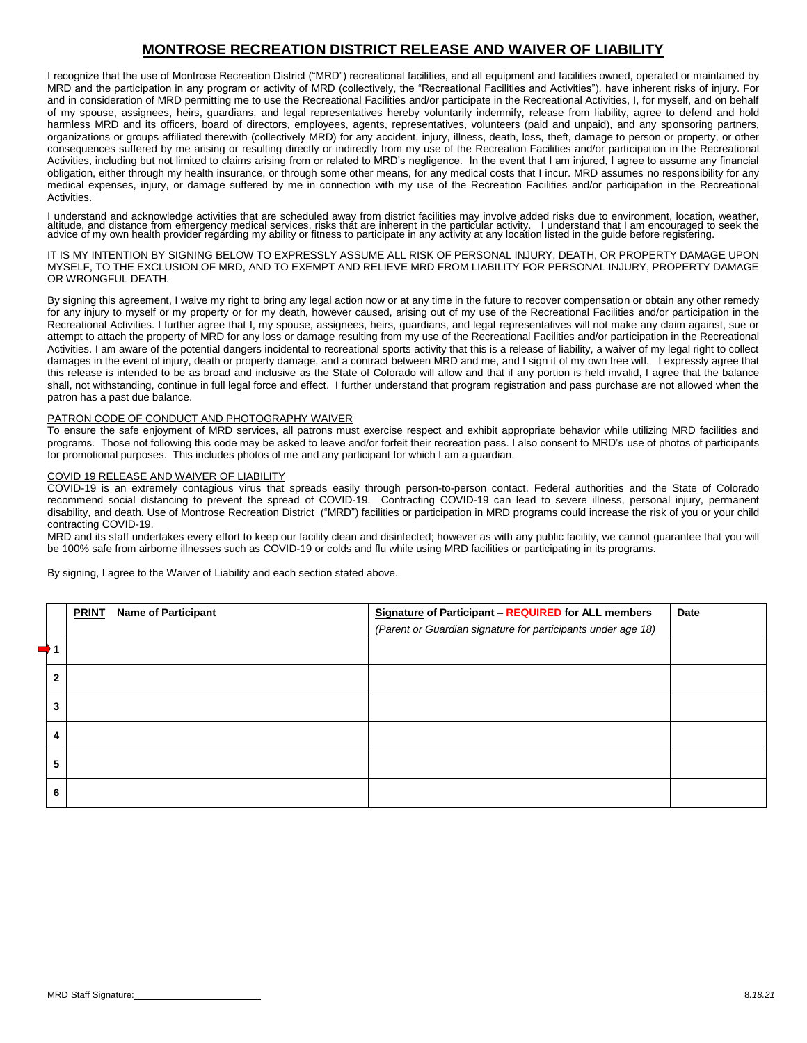# MONTROSE RECREATION DISTRICT RELEASE AND WAIVER OF LIABILITY

I recognize that the use of Montrose Recreation District ("MRD") recreational facilities, and all equipment and facilities owned, operated or maintained by MRD and the participation in any program or activity of MRD (collectively, the "Recreational Facilities and Activities"), have inherent risks of injury. For and in consideration of MRD permitting me to use the Recreational Facilities and/or participate in the Recreational Activities, I, for myself, and on behalf of my spouse, assignees, heirs, guardians, and legal representatives hereby voluntarily indemnify, release from liability, agree to defend and hold harmless MRD and its officers, board of directors, employees, agents, representatives, volunteers (paid and unpaid), and any sponsoring partners, organizations or groups affiliated therewith (collectively MRD) for any accident, injury, illness, death, loss, theft, damage to person or property, or other consequences suffered by me arising or resulting directly or indirectly from my use of the Recreation Facilities and/or participation in the Recreational Activities, including but not limited to claims arising from or related to MRD's negligence. In the event that I am injured, I agree to assume any financial obligation, either through my health insurance, or through some other means, for any medical costs that I incur. MRD assumes no responsibility for any medical expenses, injury, or damage suffered by me in connection with my use of the Recreation Facilities and/or participation in the Recreational Activities.

I understand and acknowledge activities that are scheduled away from district facilities may involve added risks due to environment, location, weather, altitude, and distance from emergency medical services, risks that are inherent in the particular activity. I understand that I am encouraged to seek the advice of my own health provider regarding my ability or fitness to participate in any activity at any location listed in the guide before registering.

IT IS MY INTENTION BY SIGNING BELOW TO EXPRESSLY ASSUME ALL RISK OF PERSONAL INJURY, DEATH, OR PROPERTY DAMAGE UPON MYSELF, TO THE EXCLUSION OF MRD, AND TO EXEMPT AND RELIEVE MRD FROM LIABILITY FOR PERSONAL INJURY, PROPERTY DAMAGE OR WRONGFUL DEATH.

By signing this agreement, I waive my right to bring any legal action now or at any time in the future to recover compensation or obtain any other remedy for any injury to myself or my property or for my death, however caused, arising out of my use of the Recreational Facilities and/or participation in the Recreational Activities. I further agree that I, my spouse, assignees, heirs, guardians, and legal representatives will not make any claim against, sue or attempt to attach the property of MRD for any loss or damage resulting from my use of the Recreational Facilities and/or participation in the Recreational Activities. I am aware of the potential dangers incidental to recreational sports activity that this is a release of liability, a waiver of my legal right to collect damages in the event of injury, death or property damage, and a contract between MRD and me, and I sign it of my own free will. I expressly agree that this release is intended to be as broad and inclusive as the State of Colorado will allow and that if any portion is held invalid, I agree that the balance shall, not withstanding, continue in full legal force and effect. I further understand that program registration and pass purchase are not allowed when the patron has a past due balance.

PATRON CODE OF CONDUCT AND PHOTOGRAPHY WAIVER

To ensure the safe enjoyment of MRD services, all patrons must exercise respect and exhibit appropriate behavior while utilizing MRD facilities and programs. Those not following this code may be asked to leave and/or forfeit their recreation pass. I also consent to MRD's use of photos of participants for promotional purposes. This includes photos of me and any participant for which I am a guardian.

COVID 19 RELEASE AND WAIVER OF LIABILITY

COVID-19 is an extremely contagious virus that spreads easily through person-to-person contact. Federal authorities and the State of Colorado recommend social distancing to prevent the spread of COVID-19. Contracting COVID-19 can lead to severe illness, personal injury, permanent disability, and death. Use of Montrose Recreation District ("MRD") facilities or participation in MRD programs could increase the risk of you or your child contracting COVID-19.

MRD and its staff undertakes every effort to keep our facility clean and disinfected; however as with any public facility, we cannot guarantee that you will be 100% safe from airborne illnesses such as COVID-19 or colds and flu while using MRD facilities or participating in its programs.

By signing, I agree to the Waiver of Liability and each section stated above.

| | **PRINT Name of Participant** | **Signature of Participant – REQUIRED for ALL members** *(Parent or Guardian signature for participants under age 18)* | **Date** |
|---|---|---|---|
| 1 | | | |
| 2 | | | |
| 3 | | | |
| 4 | | | |
| 5 | | | |
| 6 | | | |

MRD Staff Signature: ______________________

8.*18.21*